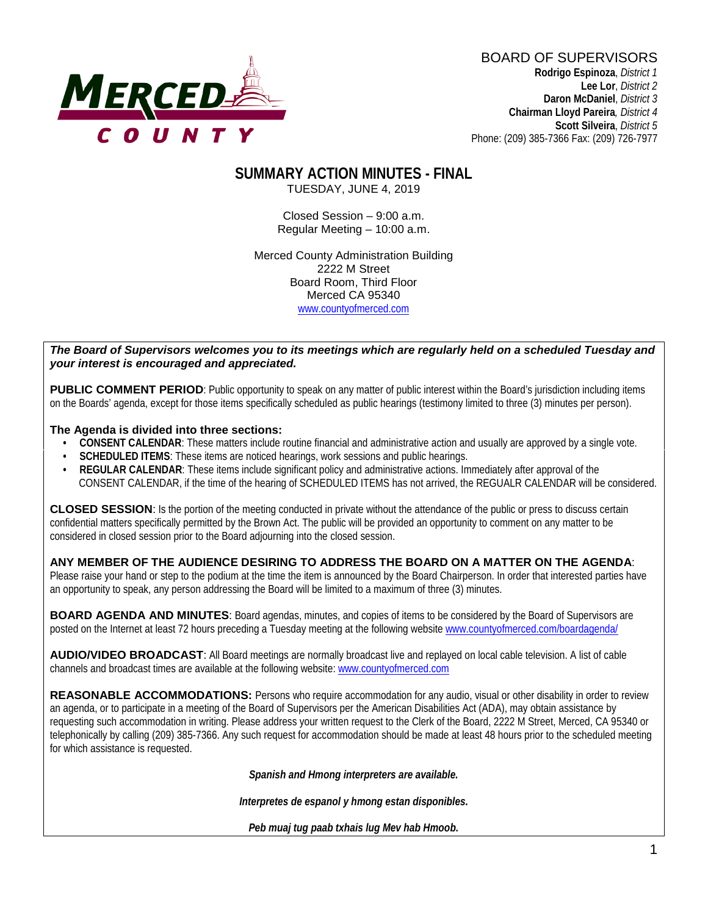MERCED COUNTY

BOARD OF SUPERVISORS
**Rodrigo Espinoza**, *District 1*
**Lee Lor**, *District 2*
**Daron McDaniel**, *District 3*
**Chairman Lloyd Pareira**, *District 4*
**Scott Silveira**, *District 5*
Phone: (209) 385-7366 Fax: (209) 726-7977

# SUMMARY ACTION MINUTES - FINAL

TUESDAY, JUNE 4, 2019

Closed Session – 9:00 a.m.
Regular Meeting – 10:00 a.m.

Merced County Administration Building
2222 M Street
Board Room, Third Floor
Merced CA 95340
www.countyofmerced.com

***The Board of Supervisors welcomes you to its meetings which are regularly held on a scheduled Tuesday and your interest is encouraged and appreciated.***

**PUBLIC COMMENT PERIOD**: Public opportunity to speak on any matter of public interest within the Board's jurisdiction including items on the Boards' agenda, except for those items specifically scheduled as public hearings (testimony limited to three (3) minutes per person).

**The Agenda is divided into three sections:**

- **CONSENT CALENDAR**: These matters include routine financial and administrative action and usually are approved by a single vote.
- **SCHEDULED ITEMS**: These items are noticed hearings, work sessions and public hearings.
- **REGULAR CALENDAR**: These items include significant policy and administrative actions. Immediately after approval of the CONSENT CALENDAR, if the time of the hearing of SCHEDULED ITEMS has not arrived, the REGUALR CALENDAR will be considered.

**CLOSED SESSION**: Is the portion of the meeting conducted in private without the attendance of the public or press to discuss certain confidential matters specifically permitted by the Brown Act. The public will be provided an opportunity to comment on any matter to be considered in closed session prior to the Board adjourning into the closed session.

**ANY MEMBER OF THE AUDIENCE DESIRING TO ADDRESS THE BOARD ON A MATTER ON THE AGENDA**: Please raise your hand or step to the podium at the time the item is announced by the Board Chairperson. In order that interested parties have an opportunity to speak, any person addressing the Board will be limited to a maximum of three (3) minutes.

**BOARD AGENDA AND MINUTES**: Board agendas, minutes, and copies of items to be considered by the Board of Supervisors are posted on the Internet at least 72 hours preceding a Tuesday meeting at the following website www.countyofmerced.com/boardagenda/

**AUDIO/VIDEO BROADCAST**: All Board meetings are normally broadcast live and replayed on local cable television. A list of cable channels and broadcast times are available at the following website: www.countyofmerced.com

**REASONABLE ACCOMMODATIONS:** Persons who require accommodation for any audio, visual or other disability in order to review an agenda, or to participate in a meeting of the Board of Supervisors per the American Disabilities Act (ADA), may obtain assistance by requesting such accommodation in writing. Please address your written request to the Clerk of the Board, 2222 M Street, Merced, CA 95340 or telephonically by calling (209) 385-7366. Any such request for accommodation should be made at least 48 hours prior to the scheduled meeting for which assistance is requested.

***Spanish and Hmong interpreters are available.***

***Interpretes de espanol y hmong estan disponibles.***

***Peb muaj tug paab txhais lug Mev hab Hmoob.***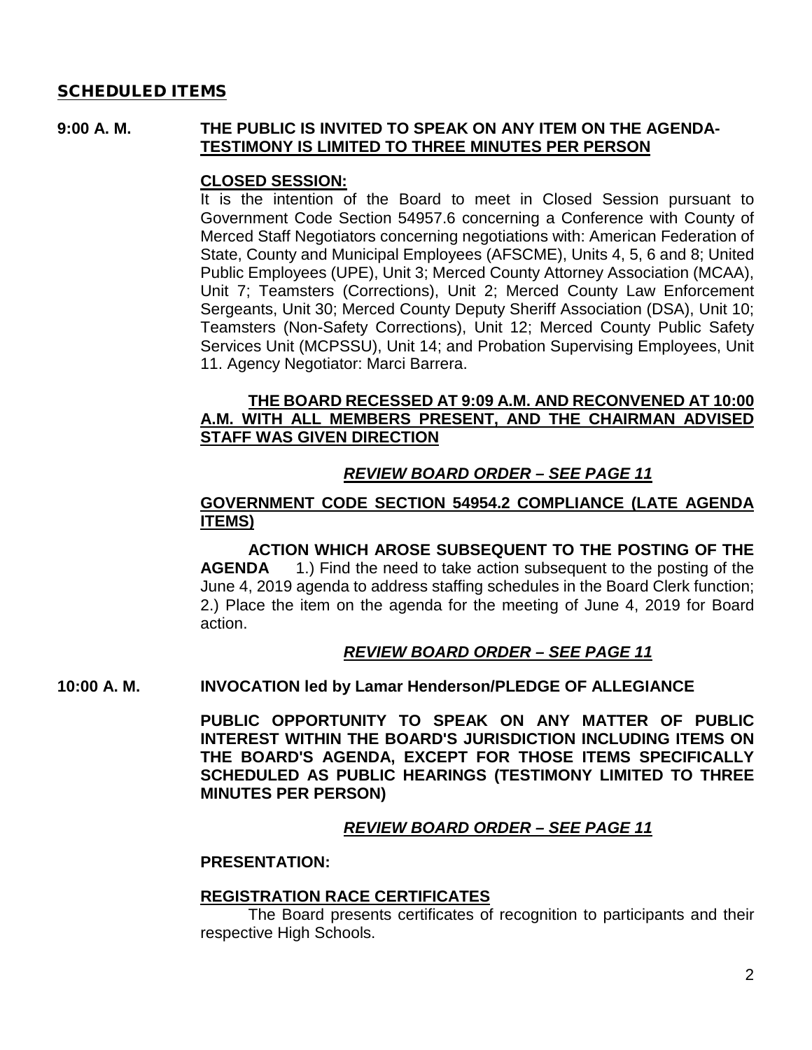## SCHEDULED ITEMS

**9:00 A. M.** **THE PUBLIC IS INVITED TO SPEAK ON ANY ITEM ON THE AGENDA-** **<u>TESTIMONY IS LIMITED TO THREE MINUTES PER PERSON</u>**

**<u>CLOSED SESSION:</u>**

It is the intention of the Board to meet in Closed Session pursuant to Government Code Section 54957.6 concerning a Conference with County of Merced Staff Negotiators concerning negotiations with: American Federation of State, County and Municipal Employees (AFSCME), Units 4, 5, 6 and 8; United Public Employees (UPE), Unit 3; Merced County Attorney Association (MCAA), Unit 7; Teamsters (Corrections), Unit 2; Merced County Law Enforcement Sergeants, Unit 30; Merced County Deputy Sheriff Association (DSA), Unit 10; Teamsters (Non-Safety Corrections), Unit 12; Merced County Public Safety Services Unit (MCPSSU), Unit 14; and Probation Supervising Employees, Unit 11. Agency Negotiator: Marci Barrera.

**<u>THE BOARD RECESSED AT 9:09 A.M. AND RECONVENED AT 10:00 A.M. WITH ALL MEMBERS PRESENT, AND THE CHAIRMAN ADVISED STAFF WAS GIVEN DIRECTION</u>**

***<u>REVIEW BOARD ORDER – SEE PAGE 11</u>***

**<u>GOVERNMENT CODE SECTION 54954.2 COMPLIANCE (LATE AGENDA ITEMS)</u>**

**ACTION WHICH AROSE SUBSEQUENT TO THE POSTING OF THE AGENDA** 1.) Find the need to take action subsequent to the posting of the June 4, 2019 agenda to address staffing schedules in the Board Clerk function; 2.) Place the item on the agenda for the meeting of June 4, 2019 for Board action.

***<u>REVIEW BOARD ORDER – SEE PAGE 11</u>***

**10:00 A. M.** **INVOCATION led by Lamar Henderson/PLEDGE OF ALLEGIANCE**

**PUBLIC OPPORTUNITY TO SPEAK ON ANY MATTER OF PUBLIC INTEREST WITHIN THE BOARD'S JURISDICTION INCLUDING ITEMS ON THE BOARD'S AGENDA, EXCEPT FOR THOSE ITEMS SPECIFICALLY SCHEDULED AS PUBLIC HEARINGS (TESTIMONY LIMITED TO THREE MINUTES PER PERSON)**

***<u>REVIEW BOARD ORDER – SEE PAGE 11</u>***

**PRESENTATION:**

**<u>REGISTRATION RACE CERTIFICATES</u>**

The Board presents certificates of recognition to participants and their respective High Schools.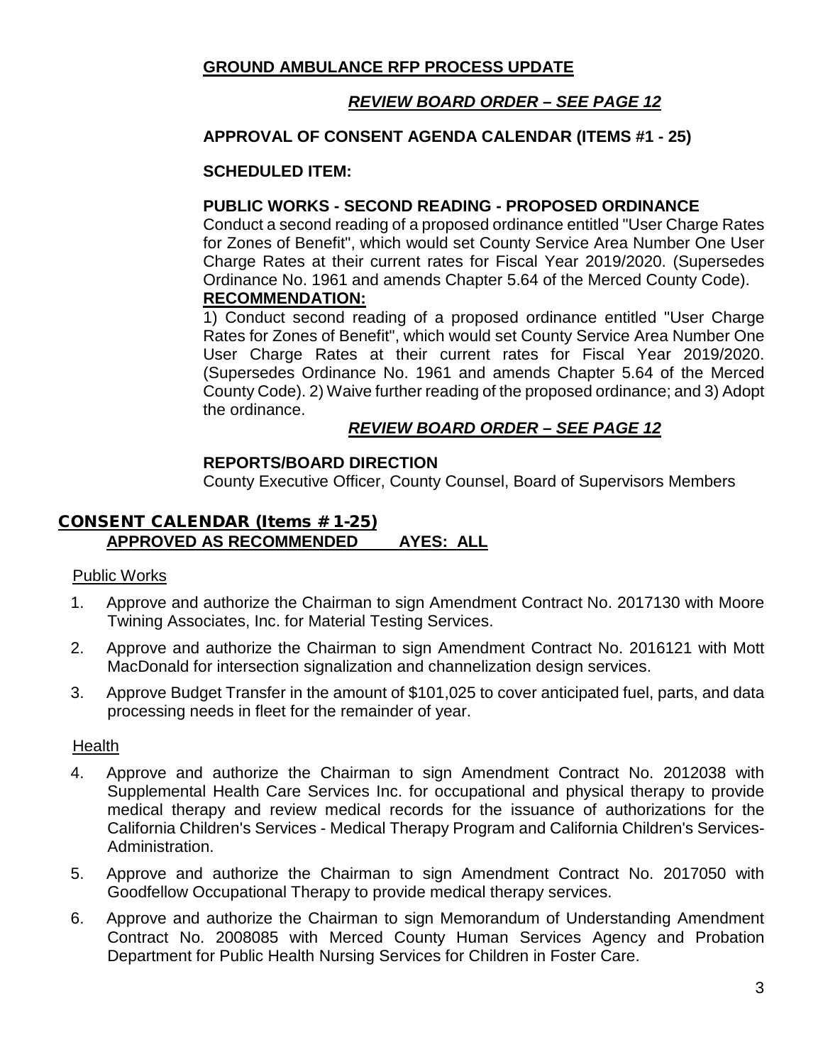**GROUND AMBULANCE RFP PROCESS UPDATE**

***REVIEW BOARD ORDER – SEE PAGE 12***

**APPROVAL OF CONSENT AGENDA CALENDAR (ITEMS #1 - 25)**

**SCHEDULED ITEM:**

**PUBLIC WORKS - SECOND READING - PROPOSED ORDINANCE**

Conduct a second reading of a proposed ordinance entitled "User Charge Rates for Zones of Benefit", which would set County Service Area Number One User Charge Rates at their current rates for Fiscal Year 2019/2020. (Supersedes Ordinance No. 1961 and amends Chapter 5.64 of the Merced County Code).

**RECOMMENDATION:**

1) Conduct second reading of a proposed ordinance entitled "User Charge Rates for Zones of Benefit", which would set County Service Area Number One User Charge Rates at their current rates for Fiscal Year 2019/2020. (Supersedes Ordinance No. 1961 and amends Chapter 5.64 of the Merced County Code). 2) Waive further reading of the proposed ordinance; and 3) Adopt the ordinance.

***REVIEW BOARD ORDER – SEE PAGE 12***

**REPORTS/BOARD DIRECTION**

County Executive Officer, County Counsel, Board of Supervisors Members

## CONSENT CALENDAR (Items # 1-25)

**APPROVED AS RECOMMENDED AYES: ALL**

Public Works

1. Approve and authorize the Chairman to sign Amendment Contract No. 2017130 with Moore Twining Associates, Inc. for Material Testing Services.
2. Approve and authorize the Chairman to sign Amendment Contract No. 2016121 with Mott MacDonald for intersection signalization and channelization design services.
3. Approve Budget Transfer in the amount of $101,025 to cover anticipated fuel, parts, and data processing needs in fleet for the remainder of year.

Health

4. Approve and authorize the Chairman to sign Amendment Contract No. 2012038 with Supplemental Health Care Services Inc. for occupational and physical therapy to provide medical therapy and review medical records for the issuance of authorizations for the California Children's Services - Medical Therapy Program and California Children's Services-Administration.
5. Approve and authorize the Chairman to sign Amendment Contract No. 2017050 with Goodfellow Occupational Therapy to provide medical therapy services.
6. Approve and authorize the Chairman to sign Memorandum of Understanding Amendment Contract No. 2008085 with Merced County Human Services Agency and Probation Department for Public Health Nursing Services for Children in Foster Care.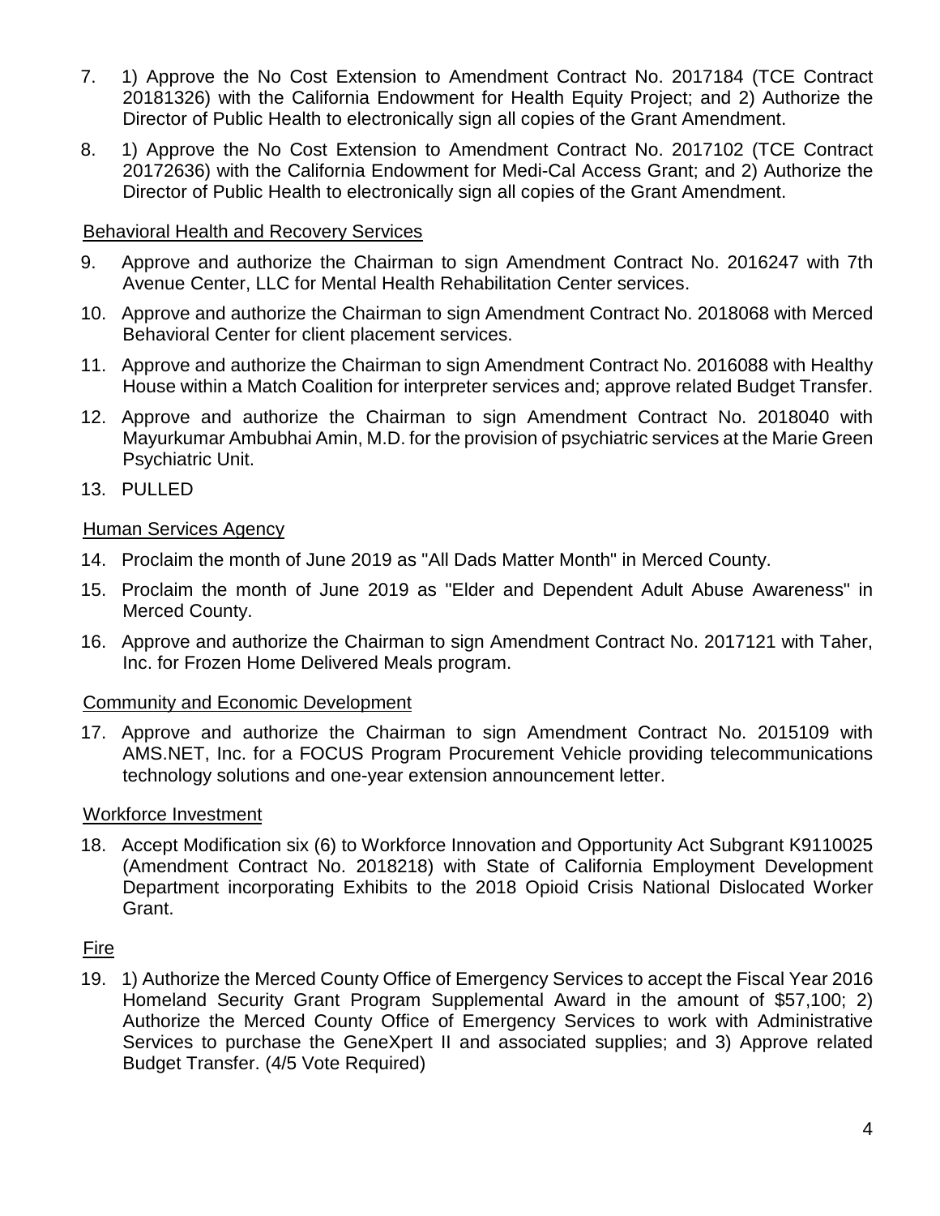7. 1) Approve the No Cost Extension to Amendment Contract No. 2017184 (TCE Contract 20181326) with the California Endowment for Health Equity Project; and 2) Authorize the Director of Public Health to electronically sign all copies of the Grant Amendment.

8. 1) Approve the No Cost Extension to Amendment Contract No. 2017102 (TCE Contract 20172636) with the California Endowment for Medi-Cal Access Grant; and 2) Authorize the Director of Public Health to electronically sign all copies of the Grant Amendment.

<u>Behavioral Health and Recovery Services</u>

9. Approve and authorize the Chairman to sign Amendment Contract No. 2016247 with 7th Avenue Center, LLC for Mental Health Rehabilitation Center services.

10. Approve and authorize the Chairman to sign Amendment Contract No. 2018068 with Merced Behavioral Center for client placement services.

11. Approve and authorize the Chairman to sign Amendment Contract No. 2016088 with Healthy House within a Match Coalition for interpreter services and; approve related Budget Transfer.

12. Approve and authorize the Chairman to sign Amendment Contract No. 2018040 with Mayurkumar Ambubhai Amin, M.D. for the provision of psychiatric services at the Marie Green Psychiatric Unit.

13. PULLED

<u>Human Services Agency</u>

14. Proclaim the month of June 2019 as "All Dads Matter Month" in Merced County.

15. Proclaim the month of June 2019 as "Elder and Dependent Adult Abuse Awareness" in Merced County.

16. Approve and authorize the Chairman to sign Amendment Contract No. 2017121 with Taher, Inc. for Frozen Home Delivered Meals program.

<u>Community and Economic Development</u>

17. Approve and authorize the Chairman to sign Amendment Contract No. 2015109 with AMS.NET, Inc. for a FOCUS Program Procurement Vehicle providing telecommunications technology solutions and one-year extension announcement letter.

<u>Workforce Investment</u>

18. Accept Modification six (6) to Workforce Innovation and Opportunity Act Subgrant K9110025 (Amendment Contract No. 2018218) with State of California Employment Development Department incorporating Exhibits to the 2018 Opioid Crisis National Dislocated Worker Grant.

<u>Fire</u>

19. 1) Authorize the Merced County Office of Emergency Services to accept the Fiscal Year 2016 Homeland Security Grant Program Supplemental Award in the amount of $57,100; 2) Authorize the Merced County Office of Emergency Services to work with Administrative Services to purchase the GeneXpert II and associated supplies; and 3) Approve related Budget Transfer. (4/5 Vote Required)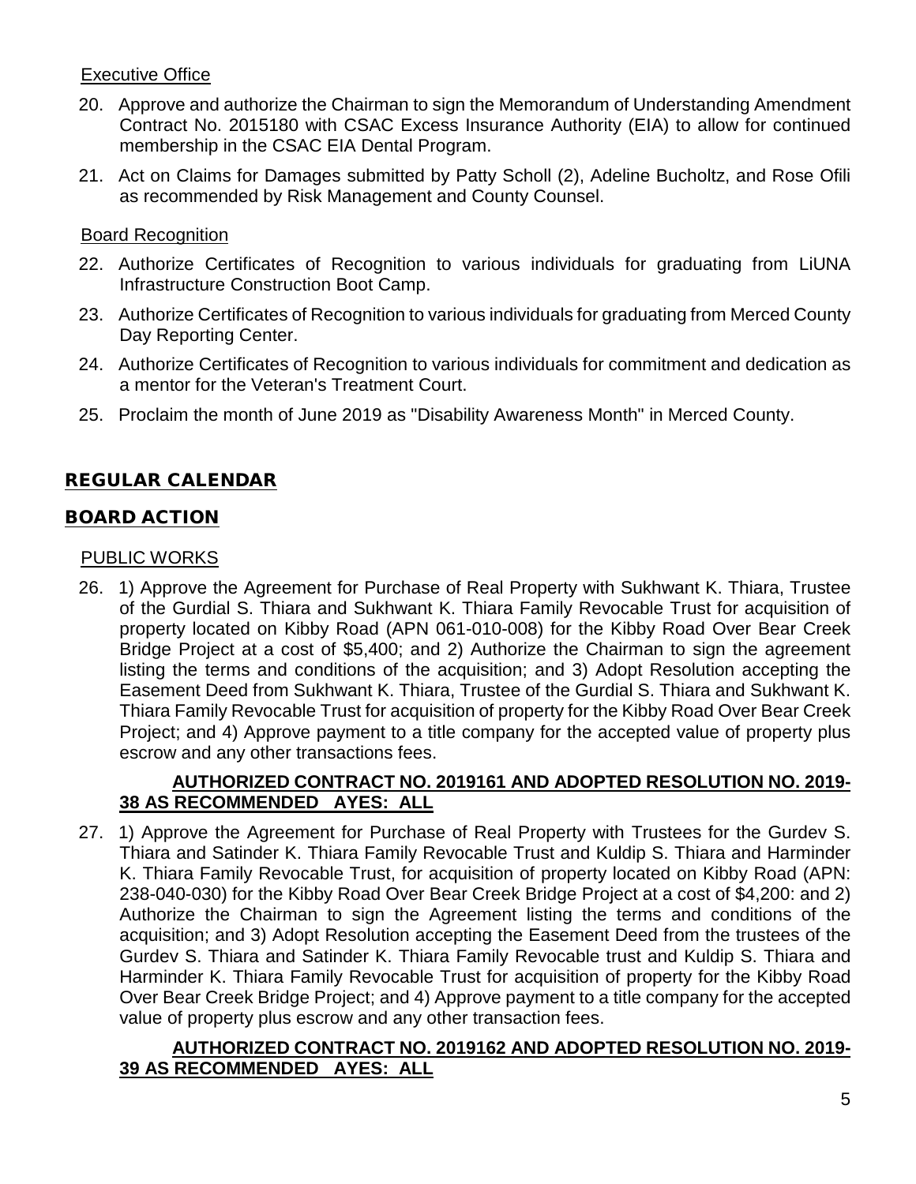Executive Office

20. Approve and authorize the Chairman to sign the Memorandum of Understanding Amendment Contract No. 2015180 with CSAC Excess Insurance Authority (EIA) to allow for continued membership in the CSAC EIA Dental Program.

21. Act on Claims for Damages submitted by Patty Scholl (2), Adeline Bucholtz, and Rose Ofili as recommended by Risk Management and County Counsel.

Board Recognition

22. Authorize Certificates of Recognition to various individuals for graduating from LiUNA Infrastructure Construction Boot Camp.

23. Authorize Certificates of Recognition to various individuals for graduating from Merced County Day Reporting Center.

24. Authorize Certificates of Recognition to various individuals for commitment and dedication as a mentor for the Veteran's Treatment Court.

25. Proclaim the month of June 2019 as "Disability Awareness Month" in Merced County.

## REGULAR CALENDAR

## BOARD ACTION

PUBLIC WORKS

26. 1) Approve the Agreement for Purchase of Real Property with Sukhwant K. Thiara, Trustee of the Gurdial S. Thiara and Sukhwant K. Thiara Family Revocable Trust for acquisition of property located on Kibby Road (APN 061-010-008) for the Kibby Road Over Bear Creek Bridge Project at a cost of $5,400; and 2) Authorize the Chairman to sign the agreement listing the terms and conditions of the acquisition; and 3) Adopt Resolution accepting the Easement Deed from Sukhwant K. Thiara, Trustee of the Gurdial S. Thiara and Sukhwant K. Thiara Family Revocable Trust for acquisition of property for the Kibby Road Over Bear Creek Project; and 4) Approve payment to a title company for the accepted value of property plus escrow and any other transactions fees.

    **AUTHORIZED CONTRACT NO. 2019161 AND ADOPTED RESOLUTION NO. 2019-38 AS RECOMMENDED AYES: ALL**

27. 1) Approve the Agreement for Purchase of Real Property with Trustees for the Gurdev S. Thiara and Satinder K. Thiara Family Revocable Trust and Kuldip S. Thiara and Harminder K. Thiara Family Revocable Trust, for acquisition of property located on Kibby Road (APN: 238-040-030) for the Kibby Road Over Bear Creek Bridge Project at a cost of $4,200: and 2) Authorize the Chairman to sign the Agreement listing the terms and conditions of the acquisition; and 3) Adopt Resolution accepting the Easement Deed from the trustees of the Gurdev S. Thiara and Satinder K. Thiara Family Revocable trust and Kuldip S. Thiara and Harminder K. Thiara Family Revocable Trust for acquisition of property for the Kibby Road Over Bear Creek Bridge Project; and 4) Approve payment to a title company for the accepted value of property plus escrow and any other transaction fees.

    **AUTHORIZED CONTRACT NO. 2019162 AND ADOPTED RESOLUTION NO. 2019-39 AS RECOMMENDED AYES: ALL**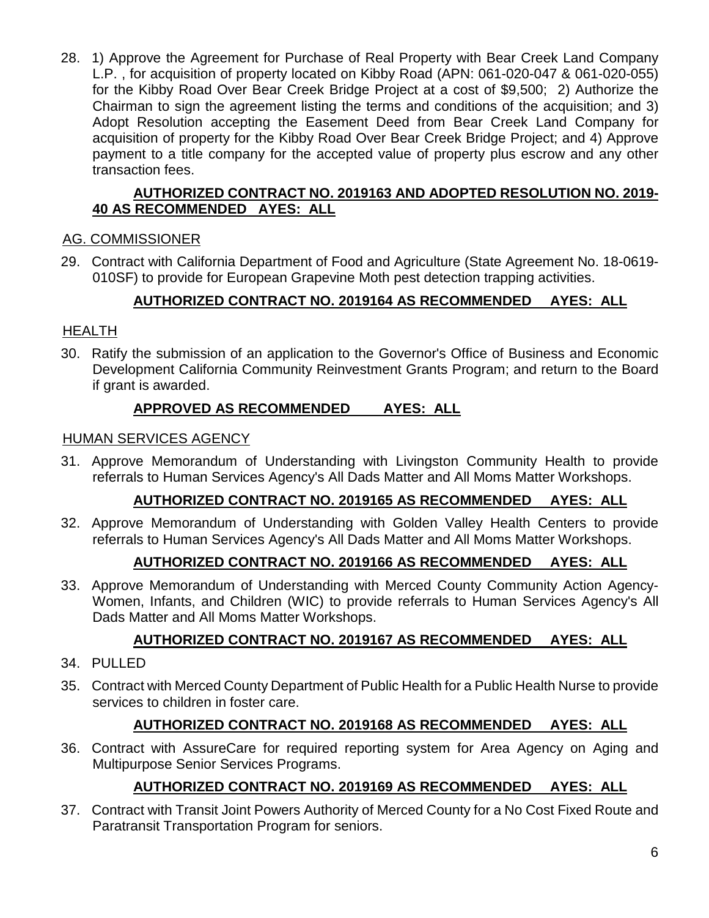28. 1) Approve the Agreement for Purchase of Real Property with Bear Creek Land Company L.P. , for acquisition of property located on Kibby Road (APN: 061-020-047 & 061-020-055) for the Kibby Road Over Bear Creek Bridge Project at a cost of $9,500; 2) Authorize the Chairman to sign the agreement listing the terms and conditions of the acquisition; and 3) Adopt Resolution accepting the Easement Deed from Bear Creek Land Company for acquisition of property for the Kibby Road Over Bear Creek Bridge Project; and 4) Approve payment to a title company for the accepted value of property plus escrow and any other transaction fees.

    **AUTHORIZED CONTRACT NO. 2019163 AND ADOPTED RESOLUTION NO. 2019-40 AS RECOMMENDED AYES: ALL**

AG. COMMISSIONER

29. Contract with California Department of Food and Agriculture (State Agreement No. 18-0619-010SF) to provide for European Grapevine Moth pest detection trapping activities.

    **AUTHORIZED CONTRACT NO. 2019164 AS RECOMMENDED AYES: ALL**

HEALTH

30. Ratify the submission of an application to the Governor's Office of Business and Economic Development California Community Reinvestment Grants Program; and return to the Board if grant is awarded.

    **APPROVED AS RECOMMENDED AYES: ALL**

HUMAN SERVICES AGENCY

31. Approve Memorandum of Understanding with Livingston Community Health to provide referrals to Human Services Agency's All Dads Matter and All Moms Matter Workshops.

    **AUTHORIZED CONTRACT NO. 2019165 AS RECOMMENDED AYES: ALL**

32. Approve Memorandum of Understanding with Golden Valley Health Centers to provide referrals to Human Services Agency's All Dads Matter and All Moms Matter Workshops.

    **AUTHORIZED CONTRACT NO. 2019166 AS RECOMMENDED AYES: ALL**

33. Approve Memorandum of Understanding with Merced County Community Action Agency-Women, Infants, and Children (WIC) to provide referrals to Human Services Agency's All Dads Matter and All Moms Matter Workshops.

    **AUTHORIZED CONTRACT NO. 2019167 AS RECOMMENDED AYES: ALL**

34. PULLED

35. Contract with Merced County Department of Public Health for a Public Health Nurse to provide services to children in foster care.

    **AUTHORIZED CONTRACT NO. 2019168 AS RECOMMENDED AYES: ALL**

36. Contract with AssureCare for required reporting system for Area Agency on Aging and Multipurpose Senior Services Programs.

    **AUTHORIZED CONTRACT NO. 2019169 AS RECOMMENDED AYES: ALL**

37. Contract with Transit Joint Powers Authority of Merced County for a No Cost Fixed Route and Paratransit Transportation Program for seniors.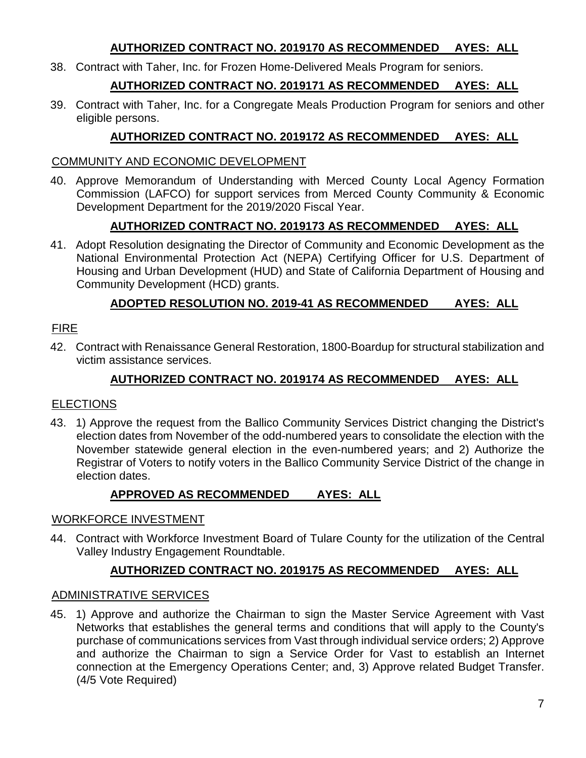**AUTHORIZED CONTRACT NO. 2019170 AS RECOMMENDED AYES: ALL**

38. Contract with Taher, Inc. for Frozen Home-Delivered Meals Program for seniors.

**AUTHORIZED CONTRACT NO. 2019171 AS RECOMMENDED AYES: ALL**

39. Contract with Taher, Inc. for a Congregate Meals Production Program for seniors and other eligible persons.

**AUTHORIZED CONTRACT NO. 2019172 AS RECOMMENDED AYES: ALL**

COMMUNITY AND ECONOMIC DEVELOPMENT

40. Approve Memorandum of Understanding with Merced County Local Agency Formation Commission (LAFCO) for support services from Merced County Community & Economic Development Department for the 2019/2020 Fiscal Year.

**AUTHORIZED CONTRACT NO. 2019173 AS RECOMMENDED AYES: ALL**

41. Adopt Resolution designating the Director of Community and Economic Development as the National Environmental Protection Act (NEPA) Certifying Officer for U.S. Department of Housing and Urban Development (HUD) and State of California Department of Housing and Community Development (HCD) grants.

**ADOPTED RESOLUTION NO. 2019-41 AS RECOMMENDED AYES: ALL**

FIRE

42. Contract with Renaissance General Restoration, 1800-Boardup for structural stabilization and victim assistance services.

**AUTHORIZED CONTRACT NO. 2019174 AS RECOMMENDED AYES: ALL**

ELECTIONS

43. 1) Approve the request from the Ballico Community Services District changing the District's election dates from November of the odd-numbered years to consolidate the election with the November statewide general election in the even-numbered years; and 2) Authorize the Registrar of Voters to notify voters in the Ballico Community Service District of the change in election dates.

**APPROVED AS RECOMMENDED AYES: ALL**

WORKFORCE INVESTMENT

44. Contract with Workforce Investment Board of Tulare County for the utilization of the Central Valley Industry Engagement Roundtable.

**AUTHORIZED CONTRACT NO. 2019175 AS RECOMMENDED AYES: ALL**

ADMINISTRATIVE SERVICES

45. 1) Approve and authorize the Chairman to sign the Master Service Agreement with Vast Networks that establishes the general terms and conditions that will apply to the County's purchase of communications services from Vast through individual service orders; 2) Approve and authorize the Chairman to sign a Service Order for Vast to establish an Internet connection at the Emergency Operations Center; and, 3) Approve related Budget Transfer. (4/5 Vote Required)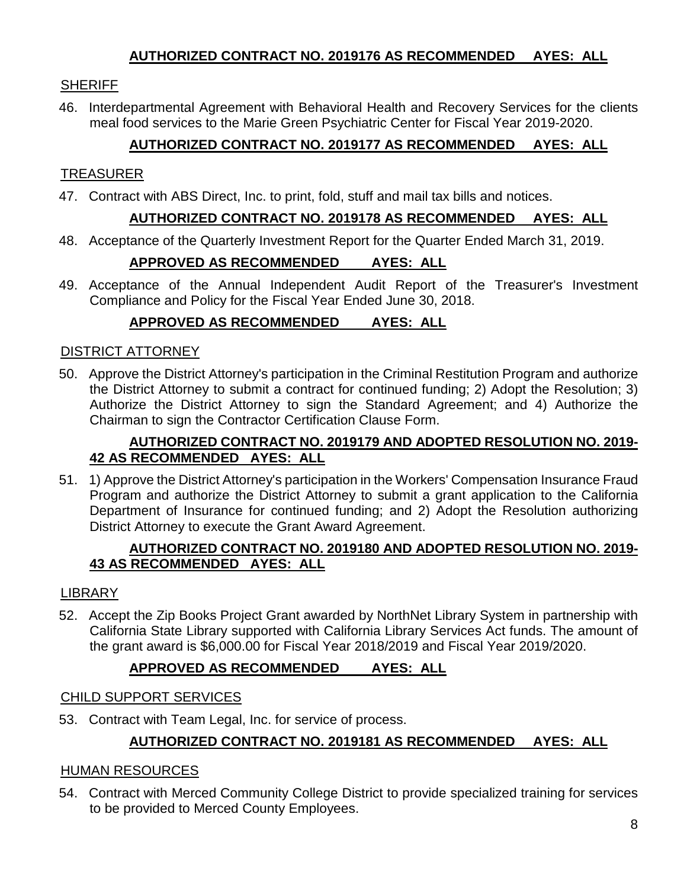**AUTHORIZED CONTRACT NO. 2019176 AS RECOMMENDED AYES: ALL**

SHERIFF

46. Interdepartmental Agreement with Behavioral Health and Recovery Services for the clients meal food services to the Marie Green Psychiatric Center for Fiscal Year 2019-2020.

**AUTHORIZED CONTRACT NO. 2019177 AS RECOMMENDED AYES: ALL**

TREASURER

47. Contract with ABS Direct, Inc. to print, fold, stuff and mail tax bills and notices.

**AUTHORIZED CONTRACT NO. 2019178 AS RECOMMENDED AYES: ALL**

48. Acceptance of the Quarterly Investment Report for the Quarter Ended March 31, 2019.

**APPROVED AS RECOMMENDED AYES: ALL**

49. Acceptance of the Annual Independent Audit Report of the Treasurer's Investment Compliance and Policy for the Fiscal Year Ended June 30, 2018.

**APPROVED AS RECOMMENDED AYES: ALL**

DISTRICT ATTORNEY

50. Approve the District Attorney's participation in the Criminal Restitution Program and authorize the District Attorney to submit a contract for continued funding; 2) Adopt the Resolution; 3) Authorize the District Attorney to sign the Standard Agreement; and 4) Authorize the Chairman to sign the Contractor Certification Clause Form.

**AUTHORIZED CONTRACT NO. 2019179 AND ADOPTED RESOLUTION NO. 2019-42 AS RECOMMENDED AYES: ALL**

51. 1) Approve the District Attorney's participation in the Workers' Compensation Insurance Fraud Program and authorize the District Attorney to submit a grant application to the California Department of Insurance for continued funding; and 2) Adopt the Resolution authorizing District Attorney to execute the Grant Award Agreement.

**AUTHORIZED CONTRACT NO. 2019180 AND ADOPTED RESOLUTION NO. 2019-43 AS RECOMMENDED AYES: ALL**

LIBRARY

52. Accept the Zip Books Project Grant awarded by NorthNet Library System in partnership with California State Library supported with California Library Services Act funds. The amount of the grant award is $6,000.00 for Fiscal Year 2018/2019 and Fiscal Year 2019/2020.

**APPROVED AS RECOMMENDED AYES: ALL**

CHILD SUPPORT SERVICES

53. Contract with Team Legal, Inc. for service of process.

**AUTHORIZED CONTRACT NO. 2019181 AS RECOMMENDED AYES: ALL**

HUMAN RESOURCES

54. Contract with Merced Community College District to provide specialized training for services to be provided to Merced County Employees.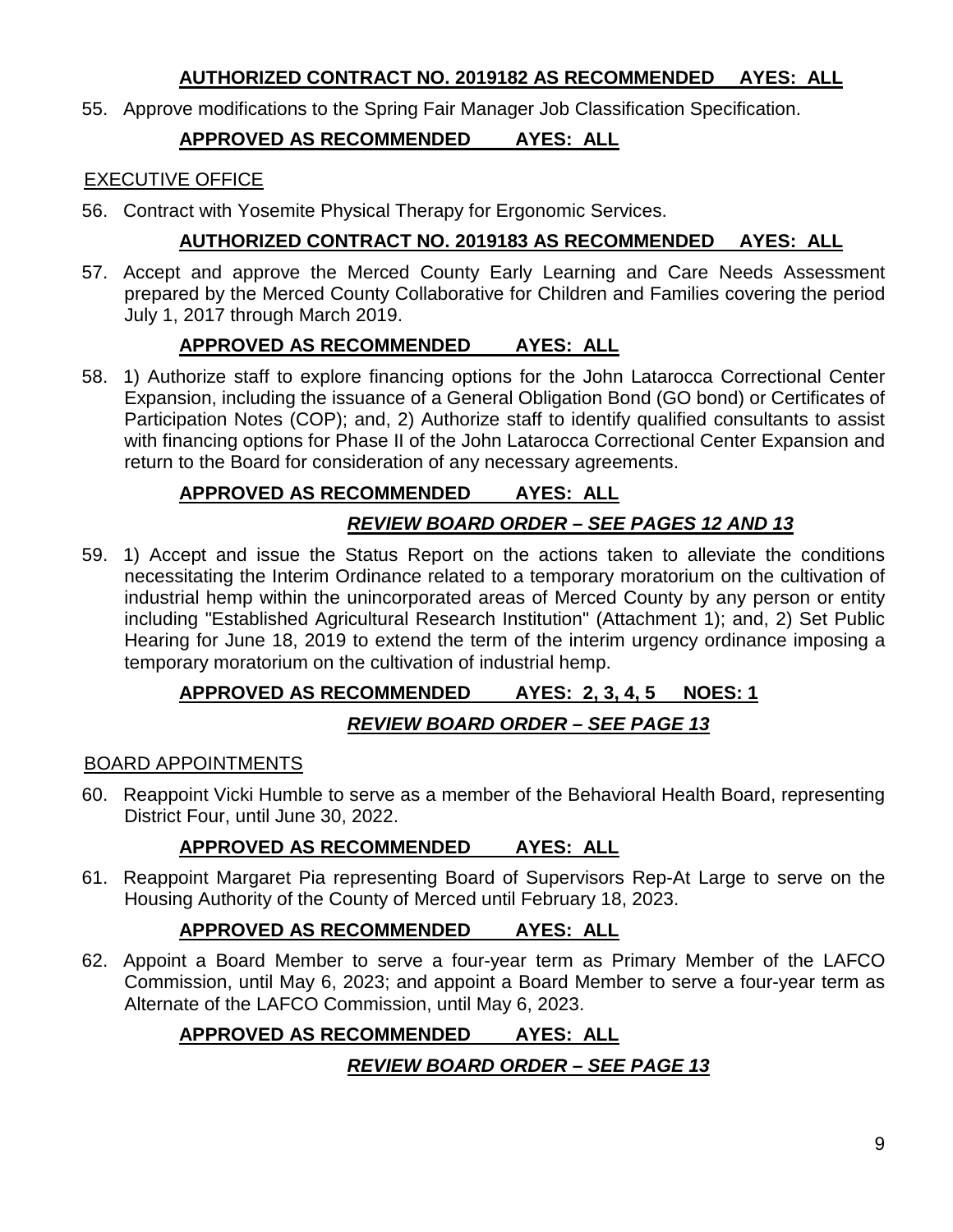**AUTHORIZED CONTRACT NO. 2019182 AS RECOMMENDED AYES: ALL**

55. Approve modifications to the Spring Fair Manager Job Classification Specification.

**APPROVED AS RECOMMENDED AYES: ALL**

EXECUTIVE OFFICE

56. Contract with Yosemite Physical Therapy for Ergonomic Services.

**AUTHORIZED CONTRACT NO. 2019183 AS RECOMMENDED AYES: ALL**

57. Accept and approve the Merced County Early Learning and Care Needs Assessment prepared by the Merced County Collaborative for Children and Families covering the period July 1, 2017 through March 2019.

**APPROVED AS RECOMMENDED AYES: ALL**

58. 1) Authorize staff to explore financing options for the John Latarocca Correctional Center Expansion, including the issuance of a General Obligation Bond (GO bond) or Certificates of Participation Notes (COP); and, 2) Authorize staff to identify qualified consultants to assist with financing options for Phase II of the John Latarocca Correctional Center Expansion and return to the Board for consideration of any necessary agreements.

**APPROVED AS RECOMMENDED AYES: ALL**

***REVIEW BOARD ORDER – SEE PAGES 12 AND 13***

59. 1) Accept and issue the Status Report on the actions taken to alleviate the conditions necessitating the Interim Ordinance related to a temporary moratorium on the cultivation of industrial hemp within the unincorporated areas of Merced County by any person or entity including "Established Agricultural Research Institution" (Attachment 1); and, 2) Set Public Hearing for June 18, 2019 to extend the term of the interim urgency ordinance imposing a temporary moratorium on the cultivation of industrial hemp.

**APPROVED AS RECOMMENDED AYES: 2, 3, 4, 5 NOES: 1**

***REVIEW BOARD ORDER – SEE PAGE 13***

BOARD APPOINTMENTS

60. Reappoint Vicki Humble to serve as a member of the Behavioral Health Board, representing District Four, until June 30, 2022.

**APPROVED AS RECOMMENDED AYES: ALL**

61. Reappoint Margaret Pia representing Board of Supervisors Rep-At Large to serve on the Housing Authority of the County of Merced until February 18, 2023.

**APPROVED AS RECOMMENDED AYES: ALL**

62. Appoint a Board Member to serve a four-year term as Primary Member of the LAFCO Commission, until May 6, 2023; and appoint a Board Member to serve a four-year term as Alternate of the LAFCO Commission, until May 6, 2023.

**APPROVED AS RECOMMENDED AYES: ALL**

***REVIEW BOARD ORDER – SEE PAGE 13***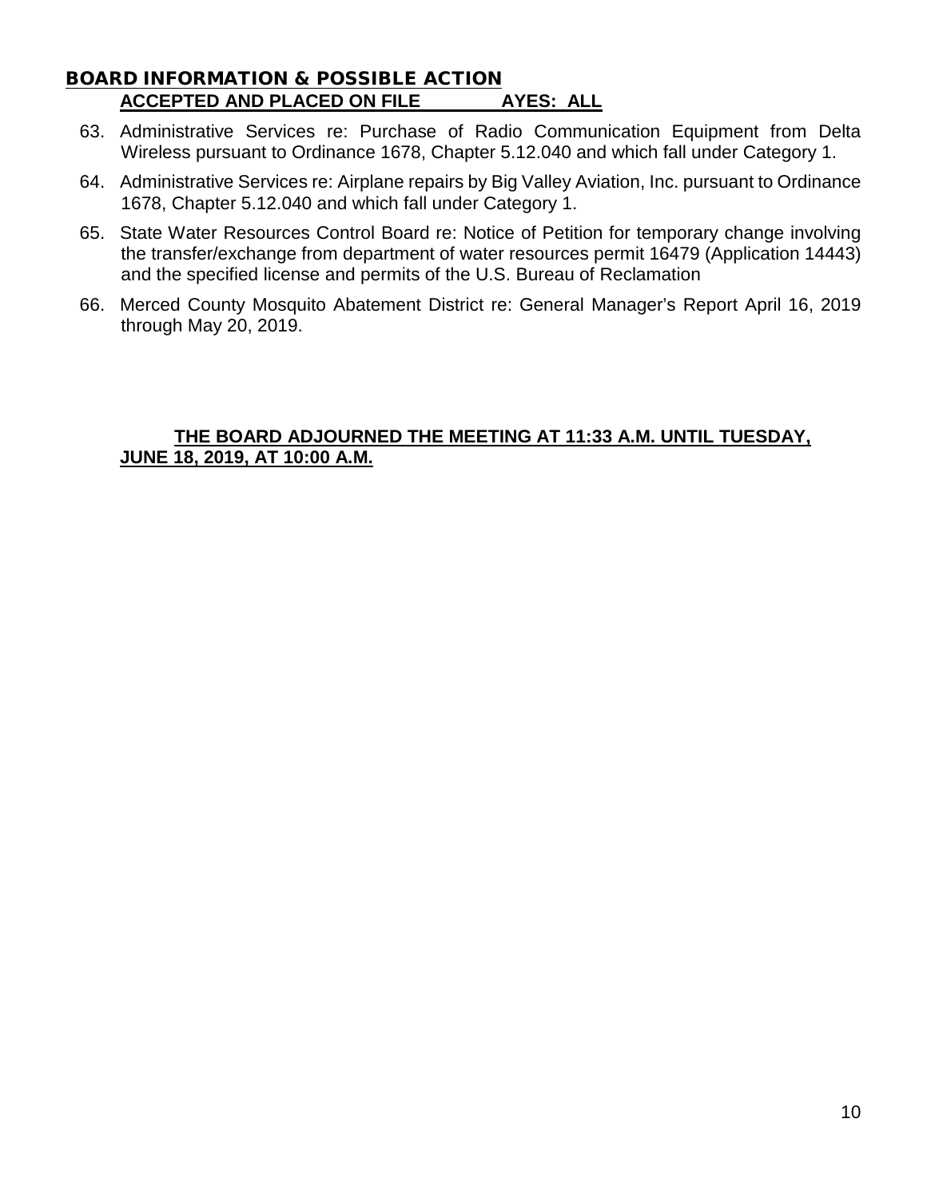## BOARD INFORMATION & POSSIBLE ACTION

**ACCEPTED AND PLACED ON FILE AYES: ALL**

63. Administrative Services re: Purchase of Radio Communication Equipment from Delta Wireless pursuant to Ordinance 1678, Chapter 5.12.040 and which fall under Category 1.

64. Administrative Services re: Airplane repairs by Big Valley Aviation, Inc. pursuant to Ordinance 1678, Chapter 5.12.040 and which fall under Category 1.

65. State Water Resources Control Board re: Notice of Petition for temporary change involving the transfer/exchange from department of water resources permit 16479 (Application 14443) and the specified license and permits of the U.S. Bureau of Reclamation

66. Merced County Mosquito Abatement District re: General Manager's Report April 16, 2019 through May 20, 2019.

**THE BOARD ADJOURNED THE MEETING AT 11:33 A.M. UNTIL TUESDAY, JUNE 18, 2019, AT 10:00 A.M.**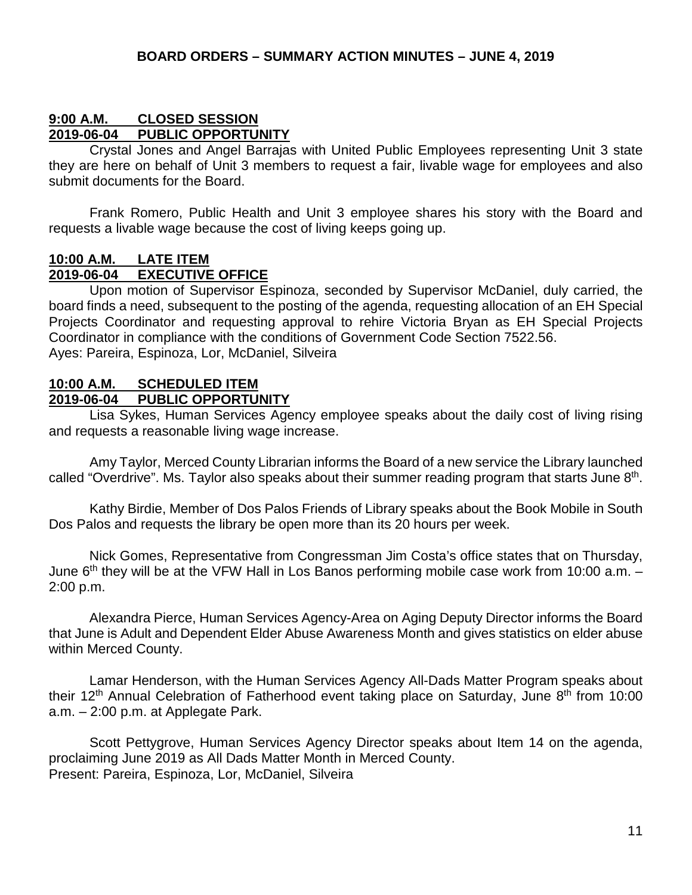# BOARD ORDERS – SUMMARY ACTION MINUTES – JUNE 4, 2019

**9:00 A.M. CLOSED SESSION**
**2019-06-04 PUBLIC OPPORTUNITY**

Crystal Jones and Angel Barrajas with United Public Employees representing Unit 3 state they are here on behalf of Unit 3 members to request a fair, livable wage for employees and also submit documents for the Board.

Frank Romero, Public Health and Unit 3 employee shares his story with the Board and requests a livable wage because the cost of living keeps going up.

**10:00 A.M. LATE ITEM**
**2019-06-04 EXECUTIVE OFFICE**

Upon motion of Supervisor Espinoza, seconded by Supervisor McDaniel, duly carried, the board finds a need, subsequent to the posting of the agenda, requesting allocation of an EH Special Projects Coordinator and requesting approval to rehire Victoria Bryan as EH Special Projects Coordinator in compliance with the conditions of Government Code Section 7522.56.
Ayes: Pareira, Espinoza, Lor, McDaniel, Silveira

**10:00 A.M. SCHEDULED ITEM**
**2019-06-04 PUBLIC OPPORTUNITY**

Lisa Sykes, Human Services Agency employee speaks about the daily cost of living rising and requests a reasonable living wage increase.

Amy Taylor, Merced County Librarian informs the Board of a new service the Library launched called "Overdrive". Ms. Taylor also speaks about their summer reading program that starts June 8th.

Kathy Birdie, Member of Dos Palos Friends of Library speaks about the Book Mobile in South Dos Palos and requests the library be open more than its 20 hours per week.

Nick Gomes, Representative from Congressman Jim Costa's office states that on Thursday, June 6th they will be at the VFW Hall in Los Banos performing mobile case work from 10:00 a.m. – 2:00 p.m.

Alexandra Pierce, Human Services Agency-Area on Aging Deputy Director informs the Board that June is Adult and Dependent Elder Abuse Awareness Month and gives statistics on elder abuse within Merced County.

Lamar Henderson, with the Human Services Agency All-Dads Matter Program speaks about their 12th Annual Celebration of Fatherhood event taking place on Saturday, June 8th from 10:00 a.m. – 2:00 p.m. at Applegate Park.

Scott Pettygrove, Human Services Agency Director speaks about Item 14 on the agenda, proclaiming June 2019 as All Dads Matter Month in Merced County.
Present: Pareira, Espinoza, Lor, McDaniel, Silveira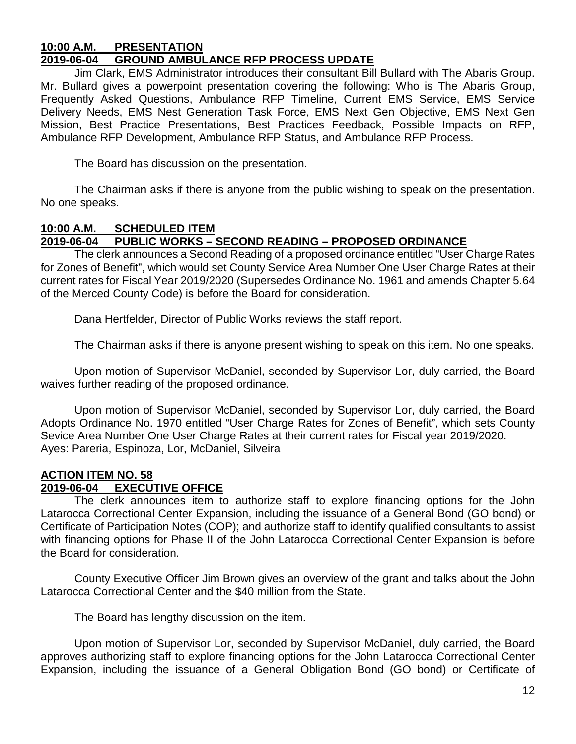**10:00 A.M. PRESENTATION**
**2019-06-04 GROUND AMBULANCE RFP PROCESS UPDATE**

Jim Clark, EMS Administrator introduces their consultant Bill Bullard with The Abaris Group. Mr. Bullard gives a powerpoint presentation covering the following: Who is The Abaris Group, Frequently Asked Questions, Ambulance RFP Timeline, Current EMS Service, EMS Service Delivery Needs, EMS Nest Generation Task Force, EMS Next Gen Objective, EMS Next Gen Mission, Best Practice Presentations, Best Practices Feedback, Possible Impacts on RFP, Ambulance RFP Development, Ambulance RFP Status, and Ambulance RFP Process.

The Board has discussion on the presentation.

The Chairman asks if there is anyone from the public wishing to speak on the presentation. No one speaks.

**10:00 A.M. SCHEDULED ITEM**
**2019-06-04 PUBLIC WORKS – SECOND READING – PROPOSED ORDINANCE**

The clerk announces a Second Reading of a proposed ordinance entitled "User Charge Rates for Zones of Benefit", which would set County Service Area Number One User Charge Rates at their current rates for Fiscal Year 2019/2020 (Supersedes Ordinance No. 1961 and amends Chapter 5.64 of the Merced County Code) is before the Board for consideration.

Dana Hertfelder, Director of Public Works reviews the staff report.

The Chairman asks if there is anyone present wishing to speak on this item. No one speaks.

Upon motion of Supervisor McDaniel, seconded by Supervisor Lor, duly carried, the Board waives further reading of the proposed ordinance.

Upon motion of Supervisor McDaniel, seconded by Supervisor Lor, duly carried, the Board Adopts Ordinance No. 1970 entitled "User Charge Rates for Zones of Benefit", which sets County Sevice Area Number One User Charge Rates at their current rates for Fiscal year 2019/2020.
Ayes: Pareria, Espinoza, Lor, McDaniel, Silveira

**ACTION ITEM NO. 58**
**2019-06-04 EXECUTIVE OFFICE**

The clerk announces item to authorize staff to explore financing options for the John Latarocca Correctional Center Expansion, including the issuance of a General Bond (GO bond) or Certificate of Participation Notes (COP); and authorize staff to identify qualified consultants to assist with financing options for Phase II of the John Latarocca Correctional Center Expansion is before the Board for consideration.

County Executive Officer Jim Brown gives an overview of the grant and talks about the John Latarocca Correctional Center and the $40 million from the State.

The Board has lengthy discussion on the item.

Upon motion of Supervisor Lor, seconded by Supervisor McDaniel, duly carried, the Board approves authorizing staff to explore financing options for the John Latarocca Correctional Center Expansion, including the issuance of a General Obligation Bond (GO bond) or Certificate of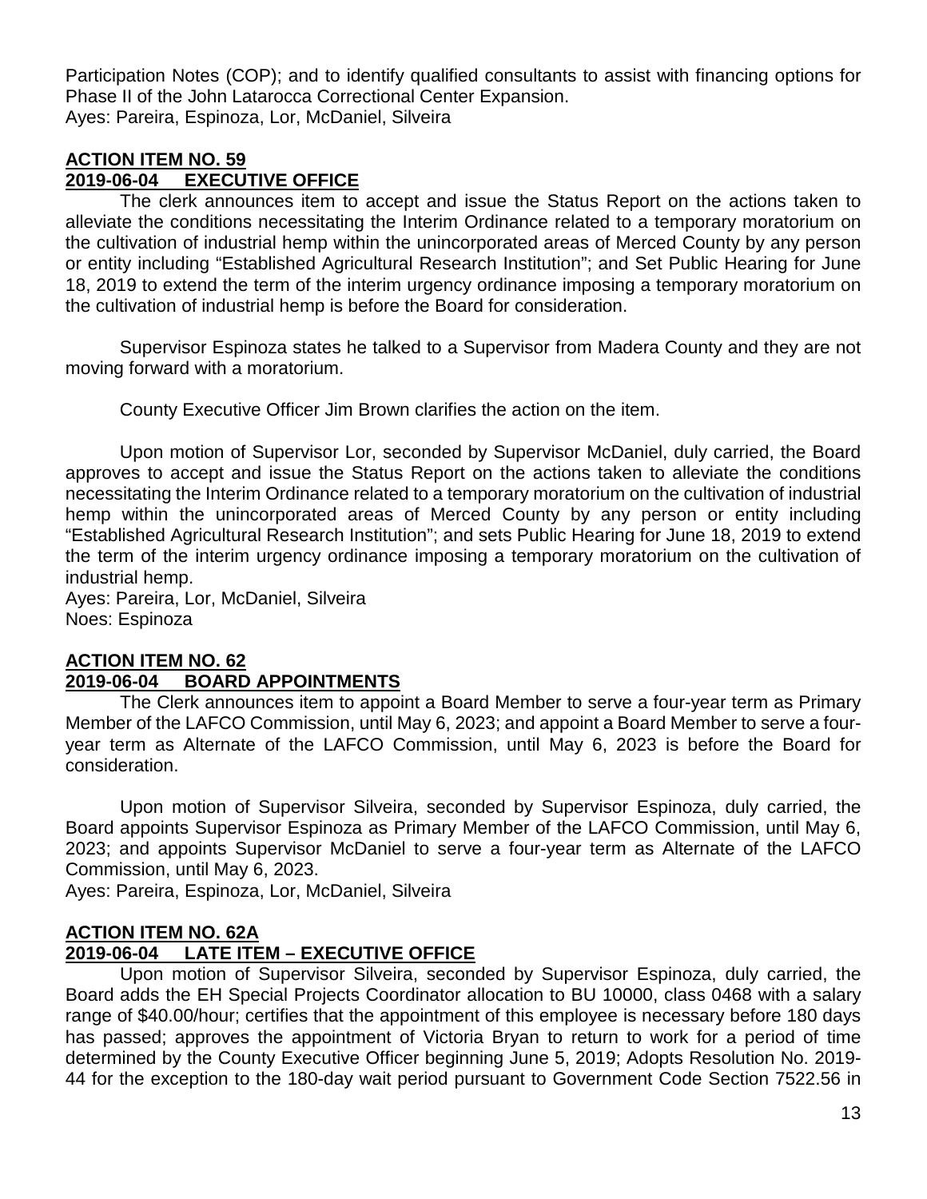Participation Notes (COP); and to identify qualified consultants to assist with financing options for Phase II of the John Latarocca Correctional Center Expansion.
Ayes: Pareira, Espinoza, Lor, McDaniel, Silveira

**ACTION ITEM NO. 59**
**2019-06-04 EXECUTIVE OFFICE**

The clerk announces item to accept and issue the Status Report on the actions taken to alleviate the conditions necessitating the Interim Ordinance related to a temporary moratorium on the cultivation of industrial hemp within the unincorporated areas of Merced County by any person or entity including "Established Agricultural Research Institution"; and Set Public Hearing for June 18, 2019 to extend the term of the interim urgency ordinance imposing a temporary moratorium on the cultivation of industrial hemp is before the Board for consideration.

Supervisor Espinoza states he talked to a Supervisor from Madera County and they are not moving forward with a moratorium.

County Executive Officer Jim Brown clarifies the action on the item.

Upon motion of Supervisor Lor, seconded by Supervisor McDaniel, duly carried, the Board approves to accept and issue the Status Report on the actions taken to alleviate the conditions necessitating the Interim Ordinance related to a temporary moratorium on the cultivation of industrial hemp within the unincorporated areas of Merced County by any person or entity including "Established Agricultural Research Institution"; and sets Public Hearing for June 18, 2019 to extend the term of the interim urgency ordinance imposing a temporary moratorium on the cultivation of industrial hemp.
Ayes: Pareira, Lor, McDaniel, Silveira
Noes: Espinoza

**ACTION ITEM NO. 62**
**2019-06-04 BOARD APPOINTMENTS**

The Clerk announces item to appoint a Board Member to serve a four-year term as Primary Member of the LAFCO Commission, until May 6, 2023; and appoint a Board Member to serve a four-year term as Alternate of the LAFCO Commission, until May 6, 2023 is before the Board for consideration.

Upon motion of Supervisor Silveira, seconded by Supervisor Espinoza, duly carried, the Board appoints Supervisor Espinoza as Primary Member of the LAFCO Commission, until May 6, 2023; and appoints Supervisor McDaniel to serve a four-year term as Alternate of the LAFCO Commission, until May 6, 2023.
Ayes: Pareira, Espinoza, Lor, McDaniel, Silveira

**ACTION ITEM NO. 62A**
**2019-06-04 LATE ITEM – EXECUTIVE OFFICE**

Upon motion of Supervisor Silveira, seconded by Supervisor Espinoza, duly carried, the Board adds the EH Special Projects Coordinator allocation to BU 10000, class 0468 with a salary range of $40.00/hour; certifies that the appointment of this employee is necessary before 180 days has passed; approves the appointment of Victoria Bryan to return to work for a period of time determined by the County Executive Officer beginning June 5, 2019; Adopts Resolution No. 2019-44 for the exception to the 180-day wait period pursuant to Government Code Section 7522.56 in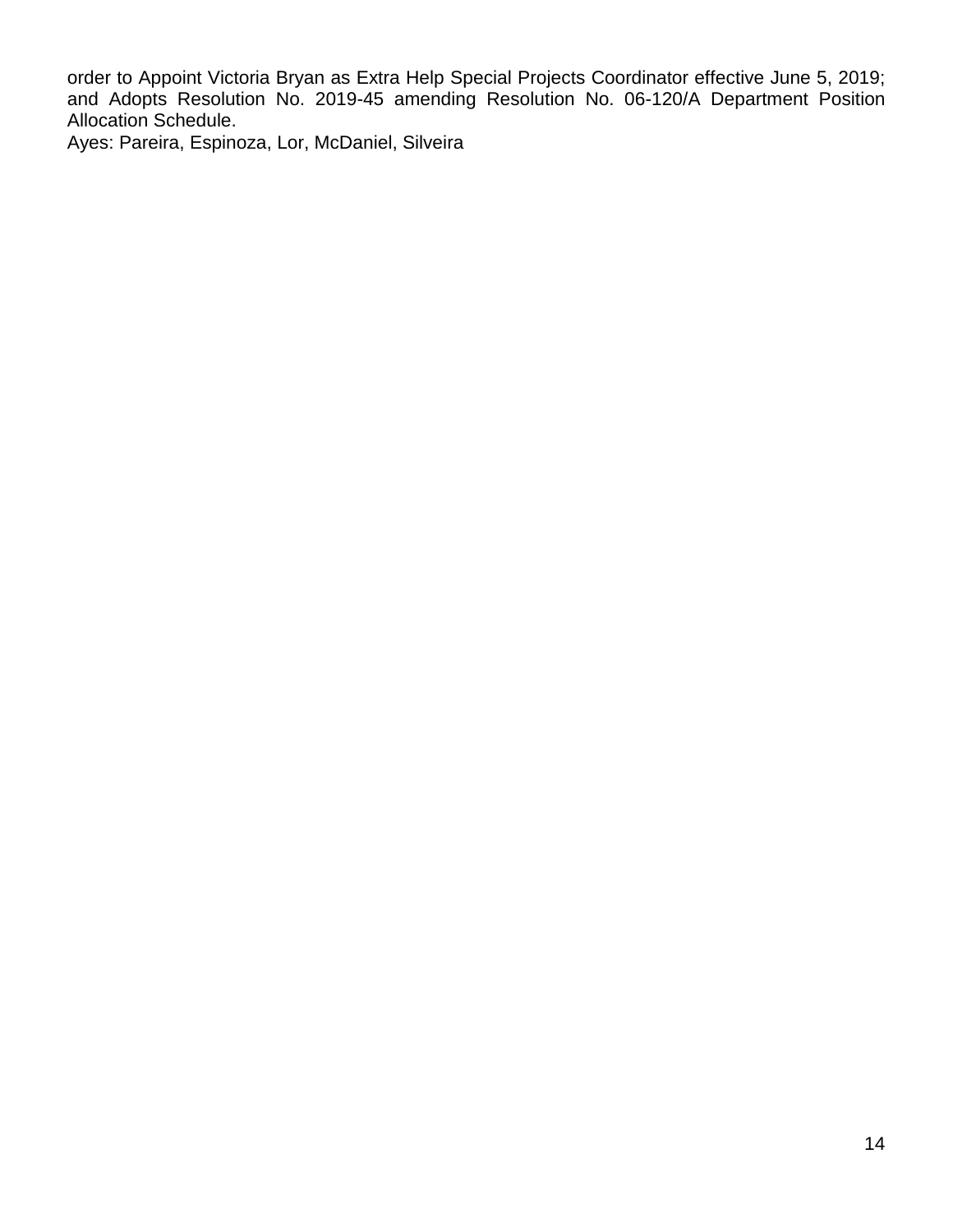order to Appoint Victoria Bryan as Extra Help Special Projects Coordinator effective June 5, 2019; and Adopts Resolution No. 2019-45 amending Resolution No. 06-120/A Department Position Allocation Schedule.
Ayes: Pareira, Espinoza, Lor, McDaniel, Silveira